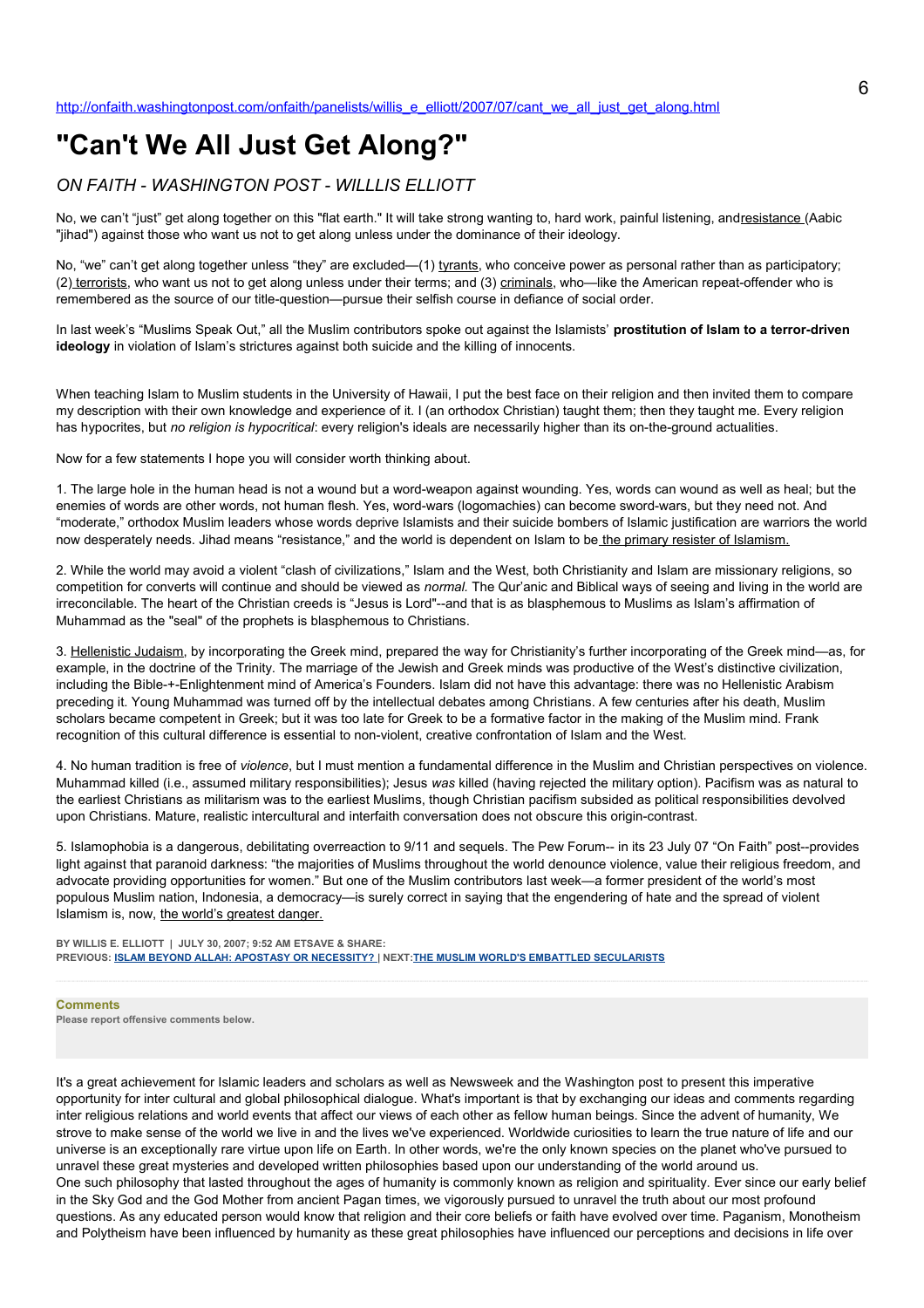http://onfaith.washingtonpost.com/onfaith/panelists/willis_e_elliott/2007/07/cant_we_all_just_get_along.html

# "Can't We All Just Get Along?"

*ON FAITH - WASHINGTON POST - WILLLIS ELLIOTT*

No, we can't "just" get along together on this "flat earth." It will take strong wanting to, hard work, painful listening, andresistance (Aabic "jihad") against those who want us not to get along unless under the dominance of their ideology.

No, "we" can't get along together unless "they" are excluded—(1) tyrants, who conceive power as personal rather than as participatory; (2) terrorists, who want us not to get along unless under their terms; and (3) criminals, who—like the American repeat-offender who is remembered as the source of our title-question—pursue their selfish course in defiance of social order.

In last week's "Muslims Speak Out," all the Muslim contributors spoke out against the Islamists' **prostitution of Islam to a terror-driven ideology** in violation of Islam's strictures against both suicide and the killing of innocents.

When teaching Islam to Muslim students in the University of Hawaii, I put the best face on their religion and then invited them to compare my description with their own knowledge and experience of it. I (an orthodox Christian) taught them; then they taught me. Every religion has hypocrites, but *no religion is hypocritical*: every religion's ideals are necessarily higher than its on-the-ground actualities.

Now for a few statements I hope you will consider worth thinking about.

1. The large hole in the human head is not a wound but a word-weapon against wounding. Yes, words can wound as well as heal; but the enemies of words are other words, not human flesh. Yes, word-wars (logomachies) can become sword-wars, but they need not. And "moderate," orthodox Muslim leaders whose words deprive Islamists and their suicide bombers of Islamic justification are warriors the world now desperately needs. Jihad means "resistance," and the world is dependent on Islam to be the primary resister of Islamism.

2. While the world may avoid a violent "clash of civilizations," Islam and the West, both Christianity and Islam are missionary religions, so competition for converts will continue and should be viewed as *normal.* The Qur'anic and Biblical ways of seeing and living in the world are irreconcilable. The heart of the Christian creeds is "Jesus is Lord"--and that is as blasphemous to Muslims as Islam's affirmation of Muhammad as the "seal" of the prophets is blasphemous to Christians.

3. Hellenistic Judaism, by incorporating the Greek mind, prepared the way for Christianity's further incorporating of the Greek mind—as, for example, in the doctrine of the Trinity. The marriage of the Jewish and Greek minds was productive of the West's distinctive civilization, including the Bible-+-Enlightenment mind of America's Founders. Islam did not have this advantage: there was no Hellenistic Arabism preceding it. Young Muhammad was turned off by the intellectual debates among Christians. A few centuries after his death, Muslim scholars became competent in Greek; but it was too late for Greek to be a formative factor in the making of the Muslim mind. Frank recognition of this cultural difference is essential to non-violent, creative confrontation of Islam and the West.

4. No human tradition is free of *violence*, but I must mention a fundamental difference in the Muslim and Christian perspectives on violence. Muhammad killed (i.e., assumed military responsibilities); Jesus *was* killed (having rejected the military option). Pacifism was as natural to the earliest Christians as militarism was to the earliest Muslims, though Christian pacifism subsided as political responsibilities devolved upon Christians. Mature, realistic intercultural and interfaith conversation does not obscure this origin-contrast.

5. Islamophobia is a dangerous, debilitating overreaction to 9/11 and sequels. The Pew Forum-- in its 23 July 07 "On Faith" post--provides light against that paranoid darkness: "the majorities of Muslims throughout the world denounce violence, value their religious freedom, and advocate providing opportunities for women." But one of the Muslim contributors last week—a former president of the world's most populous Muslim nation, Indonesia, a democracy—is surely correct in saying that the engendering of hate and the spread of violent Islamism is, now, the world's greatest danger.

**BY WILLIS E. ELLIOTT | JULY 30, 2007; 9:52 AM ETSAVE & SHARE:**
**PREVIOUS: ISLAM BEYOND ALLAH: APOSTASY OR NECESSITY? | NEXT:THE MUSLIM WORLD'S EMBATTLED SECULARISTS**

**Comments**
**Please report offensive comments below.**

It's a great achievement for Islamic leaders and scholars as well as Newsweek and the Washington post to present this imperative opportunity for inter cultural and global philosophical dialogue. What's important is that by exchanging our ideas and comments regarding inter religious relations and world events that affect our views of each other as fellow human beings. Since the advent of humanity, We strove to make sense of the world we live in and the lives we've experienced. Worldwide curiosities to learn the true nature of life and our universe is an exceptionally rare virtue upon life on Earth. In other words, we're the only known species on the planet who've pursued to unravel these great mysteries and developed written philosophies based upon our understanding of the world around us.
One such philosophy that lasted throughout the ages of humanity is commonly known as religion and spirituality. Ever since our early belief in the Sky God and the God Mother from ancient Pagan times, we vigorously pursued to unravel the truth about our most profound questions. As any educated person would know that religion and their core beliefs or faith have evolved over time. Paganism, Monotheism and Polytheism have been influenced by humanity as these great philosophies have influenced our perceptions and decisions in life over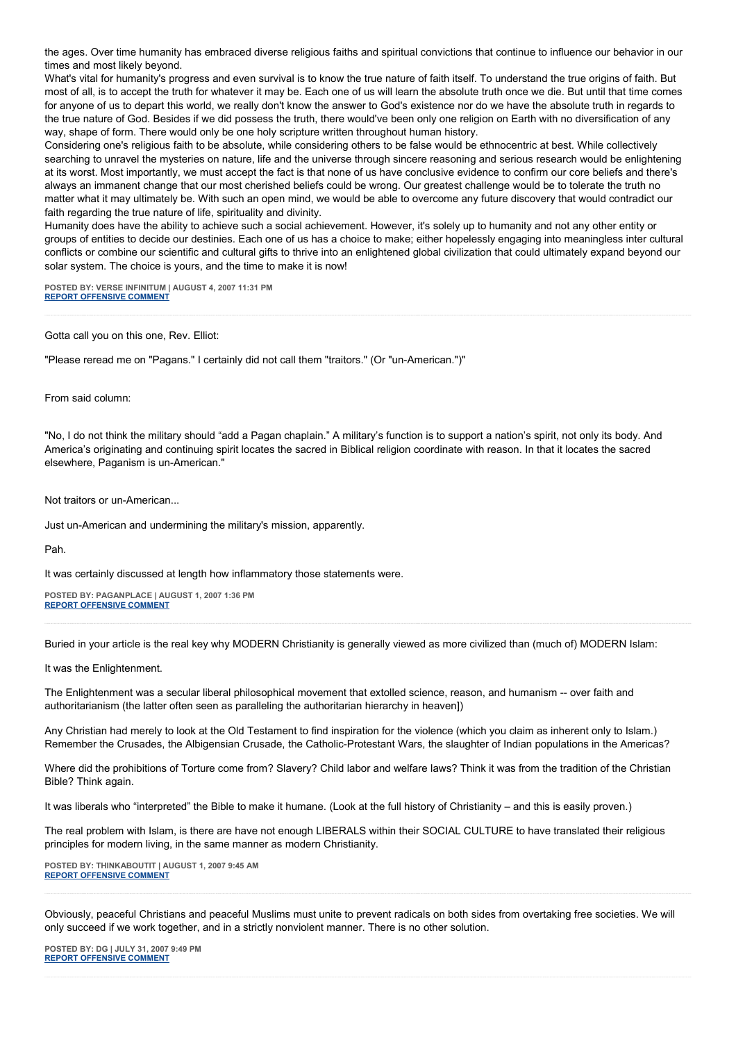the ages. Over time humanity has embraced diverse religious faiths and spiritual convictions that continue to influence our behavior in our times and most likely beyond.

What's vital for humanity's progress and even survival is to know the true nature of faith itself. To understand the true origins of faith. But most of all, is to accept the truth for whatever it may be. Each one of us will learn the absolute truth once we die. But until that time comes for anyone of us to depart this world, we really don't know the answer to God's existence nor do we have the absolute truth in regards to the true nature of God. Besides if we did possess the truth, there would've been only one religion on Earth with no diversification of any way, shape of form. There would only be one holy scripture written throughout human history.

Considering one's religious faith to be absolute, while considering others to be false would be ethnocentric at best. While collectively searching to unravel the mysteries on nature, life and the universe through sincere reasoning and serious research would be enlightening at its worst. Most importantly, we must accept the fact is that none of us have conclusive evidence to confirm our core beliefs and there's always an immanent change that our most cherished beliefs could be wrong. Our greatest challenge would be to tolerate the truth no matter what it may ultimately be. With such an open mind, we would be able to overcome any future discovery that would contradict our faith regarding the true nature of life, spirituality and divinity.

Humanity does have the ability to achieve such a social achievement. However, it's solely up to humanity and not any other entity or groups of entities to decide our destinies. Each one of us has a choice to make; either hopelessly engaging into meaningless inter cultural conflicts or combine our scientific and cultural gifts to thrive into an enlightened global civilization that could ultimately expand beyond our solar system. The choice is yours, and the time to make it is now!

**POSTED BY: VERSE INFINITUM | AUGUST 4, 2007 11:31 PM**
**REPORT OFFENSIVE COMMENT**

---

Gotta call you on this one, Rev. Elliot:

"Please reread me on "Pagans." I certainly did not call them "traitors." (Or "un-American.")"

From said column:

"No, I do not think the military should “add a Pagan chaplain.” A military’s function is to support a nation’s spirit, not only its body. And America’s originating and continuing spirit locates the sacred in Biblical religion coordinate with reason. In that it locates the sacred elsewhere, Paganism is un-American."

Not traitors or un-American...

Just un-American and undermining the military's mission, apparently.

Pah.

It was certainly discussed at length how inflammatory those statements were.

**POSTED BY: PAGANPLACE | AUGUST 1, 2007 1:36 PM**
**REPORT OFFENSIVE COMMENT**

---

Buried in your article is the real key why MODERN Christianity is generally viewed as more civilized than (much of) MODERN Islam:

It was the Enlightenment.

The Enlightenment was a secular liberal philosophical movement that extolled science, reason, and humanism -- over faith and authoritarianism (the latter often seen as paralleling the authoritarian hierarchy in heaven])

Any Christian had merely to look at the Old Testament to find inspiration for the violence (which you claim as inherent only to Islam.) Remember the Crusades, the Albigensian Crusade, the Catholic-Protestant Wars, the slaughter of Indian populations in the Americas?

Where did the prohibitions of Torture come from? Slavery? Child labor and welfare laws? Think it was from the tradition of the Christian Bible? Think again.

It was liberals who “interpreted” the Bible to make it humane. (Look at the full history of Christianity – and this is easily proven.)

The real problem with Islam, is there are have not enough LIBERALS within their SOCIAL CULTURE to have translated their religious principles for modern living, in the same manner as modern Christianity.

**POSTED BY: THINKABOUTIT | AUGUST 1, 2007 9:45 AM**
**REPORT OFFENSIVE COMMENT**

---

Obviously, peaceful Christians and peaceful Muslims must unite to prevent radicals on both sides from overtaking free societies. We will only succeed if we work together, and in a strictly nonviolent manner. There is no other solution.

**POSTED BY: DG | JULY 31, 2007 9:49 PM**
**REPORT OFFENSIVE COMMENT**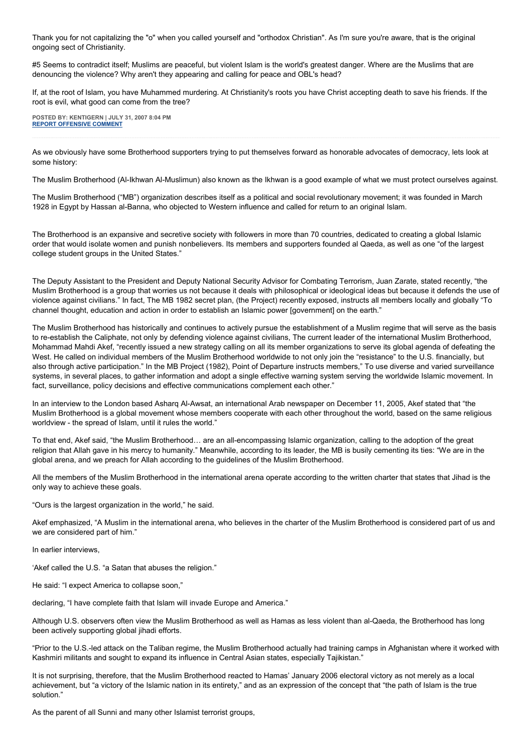Thank you for not capitalizing the "o" when you called yourself and "orthodox Christian". As I'm sure you're aware, that is the original ongoing sect of Christianity.

#5 Seems to contradict itself; Muslims are peaceful, but violent Islam is the world's greatest danger. Where are the Muslims that are denouncing the violence? Why aren't they appearing and calling for peace and OBL's head?

If, at the root of Islam, you have Muhammed murdering. At Christianity's roots you have Christ accepting death to save his friends. If the root is evil, what good can come from the tree?

**POSTED BY: KENTIGERN | JULY 31, 2007 8:04 PM**
**REPORT OFFENSIVE COMMENT**

---

As we obviously have some Brotherhood supporters trying to put themselves forward as honorable advocates of democracy, lets look at some history:

The Muslim Brotherhood (Al-Ikhwan Al-Muslimun) also known as the Ikhwan is a good example of what we must protect ourselves against.

The Muslim Brotherhood ("MB") organization describes itself as a political and social revolutionary movement; it was founded in March 1928 in Egypt by Hassan al-Banna, who objected to Western influence and called for return to an original Islam.

The Brotherhood is an expansive and secretive society with followers in more than 70 countries, dedicated to creating a global Islamic order that would isolate women and punish nonbelievers. Its members and supporters founded al Qaeda, as well as one "of the largest college student groups in the United States."

The Deputy Assistant to the President and Deputy National Security Advisor for Combating Terrorism, Juan Zarate, stated recently, "the Muslim Brotherhood is a group that worries us not because it deals with philosophical or ideological ideas but because it defends the use of violence against civilians." In fact, The MB 1982 secret plan, (the Project) recently exposed, instructs all members locally and globally "To channel thought, education and action in order to establish an Islamic power [government] on the earth."

The Muslim Brotherhood has historically and continues to actively pursue the establishment of a Muslim regime that will serve as the basis to re-establish the Caliphate, not only by defending violence against civilians, The current leader of the international Muslim Brotherhood, Mohammad Mahdi Akef, "recently issued a new strategy calling on all its member organizations to serve its global agenda of defeating the West. He called on individual members of the Muslim Brotherhood worldwide to not only join the "resistance" to the U.S. financially, but also through active participation." In the MB Project (1982), Point of Departure instructs members," To use diverse and varied surveillance systems, in several places, to gather information and adopt a single effective warning system serving the worldwide Islamic movement. In fact, surveillance, policy decisions and effective communications complement each other."

In an interview to the London based Asharq Al-Awsat, an international Arab newspaper on December 11, 2005, Akef stated that "the Muslim Brotherhood is a global movement whose members cooperate with each other throughout the world, based on the same religious worldview - the spread of Islam, until it rules the world."

To that end, Akef said, "the Muslim Brotherhood… are an all-encompassing Islamic organization, calling to the adoption of the great religion that Allah gave in his mercy to humanity." Meanwhile, according to its leader, the MB is busily cementing its ties: "We are in the global arena, and we preach for Allah according to the guidelines of the Muslim Brotherhood.

All the members of the Muslim Brotherhood in the international arena operate according to the written charter that states that Jihad is the only way to achieve these goals.

"Ours is the largest organization in the world," he said.

Akef emphasized, "A Muslim in the international arena, who believes in the charter of the Muslim Brotherhood is considered part of us and we are considered part of him."

In earlier interviews,

'Akef called the U.S. "a Satan that abuses the religion."

He said: "I expect America to collapse soon,"

declaring, "I have complete faith that Islam will invade Europe and America."

Although U.S. observers often view the Muslim Brotherhood as well as Hamas as less violent than al-Qaeda, the Brotherhood has long been actively supporting global jihadi efforts.

"Prior to the U.S.-led attack on the Taliban regime, the Muslim Brotherhood actually had training camps in Afghanistan where it worked with Kashmiri militants and sought to expand its influence in Central Asian states, especially Tajikistan."

It is not surprising, therefore, that the Muslim Brotherhood reacted to Hamas' January 2006 electoral victory as not merely as a local achievement, but "a victory of the Islamic nation in its entirety," and as an expression of the concept that "the path of Islam is the true solution."

As the parent of all Sunni and many other Islamist terrorist groups,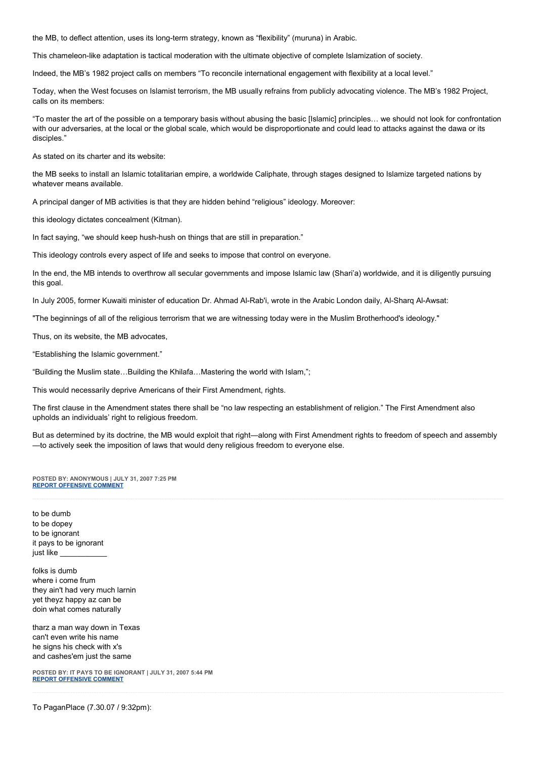the MB, to deflect attention, uses its long-term strategy, known as "flexibility" (muruna) in Arabic.

This chameleon-like adaptation is tactical moderation with the ultimate objective of complete Islamization of society.

Indeed, the MB's 1982 project calls on members "To reconcile international engagement with flexibility at a local level."

Today, when the West focuses on Islamist terrorism, the MB usually refrains from publicly advocating violence. The MB's 1982 Project, calls on its members:

"To master the art of the possible on a temporary basis without abusing the basic [Islamic] principles… we should not look for confrontation with our adversaries, at the local or the global scale, which would be disproportionate and could lead to attacks against the dawa or its disciples."

As stated on its charter and its website:

the MB seeks to install an Islamic totalitarian empire, a worldwide Caliphate, through stages designed to Islamize targeted nations by whatever means available.

A principal danger of MB activities is that they are hidden behind "religious" ideology. Moreover:

this ideology dictates concealment (Kitman).

In fact saying, "we should keep hush-hush on things that are still in preparation."

This ideology controls every aspect of life and seeks to impose that control on everyone.

In the end, the MB intends to overthrow all secular governments and impose Islamic law (Shari'a) worldwide, and it is diligently pursuing this goal.

In July 2005, former Kuwaiti minister of education Dr. Ahmad Al-Rab'i, wrote in the Arabic London daily, Al-Sharq Al-Awsat:

"The beginnings of all of the religious terrorism that we are witnessing today were in the Muslim Brotherhood's ideology."

Thus, on its website, the MB advocates,

"Establishing the Islamic government."

"Building the Muslim state…Building the Khilafa…Mastering the world with Islam,";

This would necessarily deprive Americans of their First Amendment, rights.

The first clause in the Amendment states there shall be "no law respecting an establishment of religion." The First Amendment also upholds an individuals' right to religious freedom.

But as determined by its doctrine, the MB would exploit that right—along with First Amendment rights to freedom of speech and assembly —to actively seek the imposition of laws that would deny religious freedom to everyone else.

**POSTED BY: ANONYMOUS | JULY 31, 2007 7:25 PM**
**REPORT OFFENSIVE COMMENT**

---

to be dumb
to be dopey
to be ignorant
it pays to be ignorant
just like ___________

folks is dumb
where i come frum
they ain't had very much larnin
yet theyz happy az can be
doin what comes naturally

tharz a man way down in Texas
can't even write his name
he signs his check with x's
and cashes'em just the same

**POSTED BY: IT PAYS TO BE IGNORANT | JULY 31, 2007 5:44 PM**
**REPORT OFFENSIVE COMMENT**

---

To PaganPlace (7.30.07 / 9:32pm):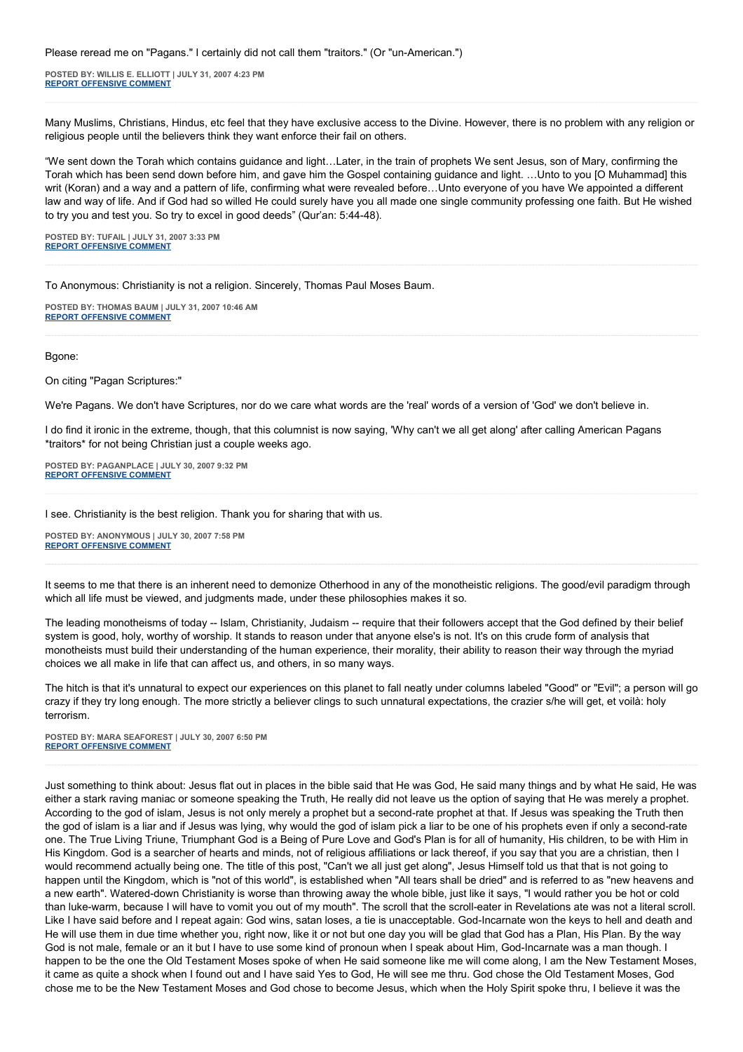Please reread me on "Pagans." I certainly did not call them "traitors." (Or "un-American.")

**POSTED BY: WILLIS E. ELLIOTT | JULY 31, 2007 4:23 PM**
**REPORT OFFENSIVE COMMENT**

---

Many Muslims, Christians, Hindus, etc feel that they have exclusive access to the Divine. However, there is no problem with any religion or religious people until the believers think they want enforce their fail on others.

"We sent down the Torah which contains guidance and light…Later, in the train of prophets We sent Jesus, son of Mary, confirming the Torah which has been send down before him, and gave him the Gospel containing guidance and light. …Unto to you [O Muhammad] this writ (Koran) and a way and a pattern of life, confirming what were revealed before…Unto everyone of you have We appointed a different law and way of life. And if God had so willed He could surely have you all made one single community professing one faith. But He wished to try you and test you. So try to excel in good deeds" (Qur'an: 5:44-48).

**POSTED BY: TUFAIL | JULY 31, 2007 3:33 PM**
**REPORT OFFENSIVE COMMENT**

---

To Anonymous: Christianity is not a religion. Sincerely, Thomas Paul Moses Baum.

**POSTED BY: THOMAS BAUM | JULY 31, 2007 10:46 AM**
**REPORT OFFENSIVE COMMENT**

---

Bgone:

On citing "Pagan Scriptures:"

We're Pagans. We don't have Scriptures, nor do we care what words are the 'real' words of a version of 'God' we don't believe in.

I do find it ironic in the extreme, though, that this columnist is now saying, 'Why can't we all get along' after calling American Pagans *traitors* for not being Christian just a couple weeks ago.

**POSTED BY: PAGANPLACE | JULY 30, 2007 9:32 PM**
**REPORT OFFENSIVE COMMENT**

---

I see. Christianity is the best religion. Thank you for sharing that with us.

**POSTED BY: ANONYMOUS | JULY 30, 2007 7:58 PM**
**REPORT OFFENSIVE COMMENT**

---

It seems to me that there is an inherent need to demonize Otherhood in any of the monotheistic religions. The good/evil paradigm through which all life must be viewed, and judgments made, under these philosophies makes it so.

The leading monotheisms of today -- Islam, Christianity, Judaism -- require that their followers accept that the God defined by their belief system is good, holy, worthy of worship. It stands to reason under that anyone else's is not. It's on this crude form of analysis that monotheists must build their understanding of the human experience, their morality, their ability to reason their way through the myriad choices we all make in life that can affect us, and others, in so many ways.

The hitch is that it's unnatural to expect our experiences on this planet to fall neatly under columns labeled "Good" or "Evil"; a person will go crazy if they try long enough. The more strictly a believer clings to such unnatural expectations, the crazier s/he will get, et voilà: holy terrorism.

**POSTED BY: MARA SEAFOREST | JULY 30, 2007 6:50 PM**
**REPORT OFFENSIVE COMMENT**

---

Just something to think about: Jesus flat out in places in the bible said that He was God, He said many things and by what He said, He was either a stark raving maniac or someone speaking the Truth, He really did not leave us the option of saying that He was merely a prophet. According to the god of islam, Jesus is not only merely a prophet but a second-rate prophet at that. If Jesus was speaking the Truth then the god of islam is a liar and if Jesus was lying, why would the god of islam pick a liar to be one of his prophets even if only a second-rate one. The True Living Triune, Triumphant God is a Being of Pure Love and God's Plan is for all of humanity, His children, to be with Him in His Kingdom. God is a searcher of hearts and minds, not of religious affiliations or lack thereof, if you say that you are a christian, then I would recommend actually being one. The title of this post, "Can't we all just get along", Jesus Himself told us that that is not going to happen until the Kingdom, which is "not of this world", is established when "All tears shall be dried" and is referred to as "new heavens and a new earth". Watered-down Christianity is worse than throwing away the whole bible, just like it says, "I would rather you be hot or cold than luke-warm, because I will have to vomit you out of my mouth". The scroll that the scroll-eater in Revelations ate was not a literal scroll. Like I have said before and I repeat again: God wins, satan loses, a tie is unacceptable. God-Incarnate won the keys to hell and death and He will use them in due time whether you, right now, like it or not but one day you will be glad that God has a Plan, His Plan. By the way God is not male, female or an it but I have to use some kind of pronoun when I speak about Him, God-Incarnate was a man though. I happen to be the one the Old Testament Moses spoke of when He said someone like me will come along, I am the New Testament Moses, it came as quite a shock when I found out and I have said Yes to God, He will see me thru. God chose the Old Testament Moses, God chose me to be the New Testament Moses and God chose to become Jesus, which when the Holy Spirit spoke thru, I believe it was the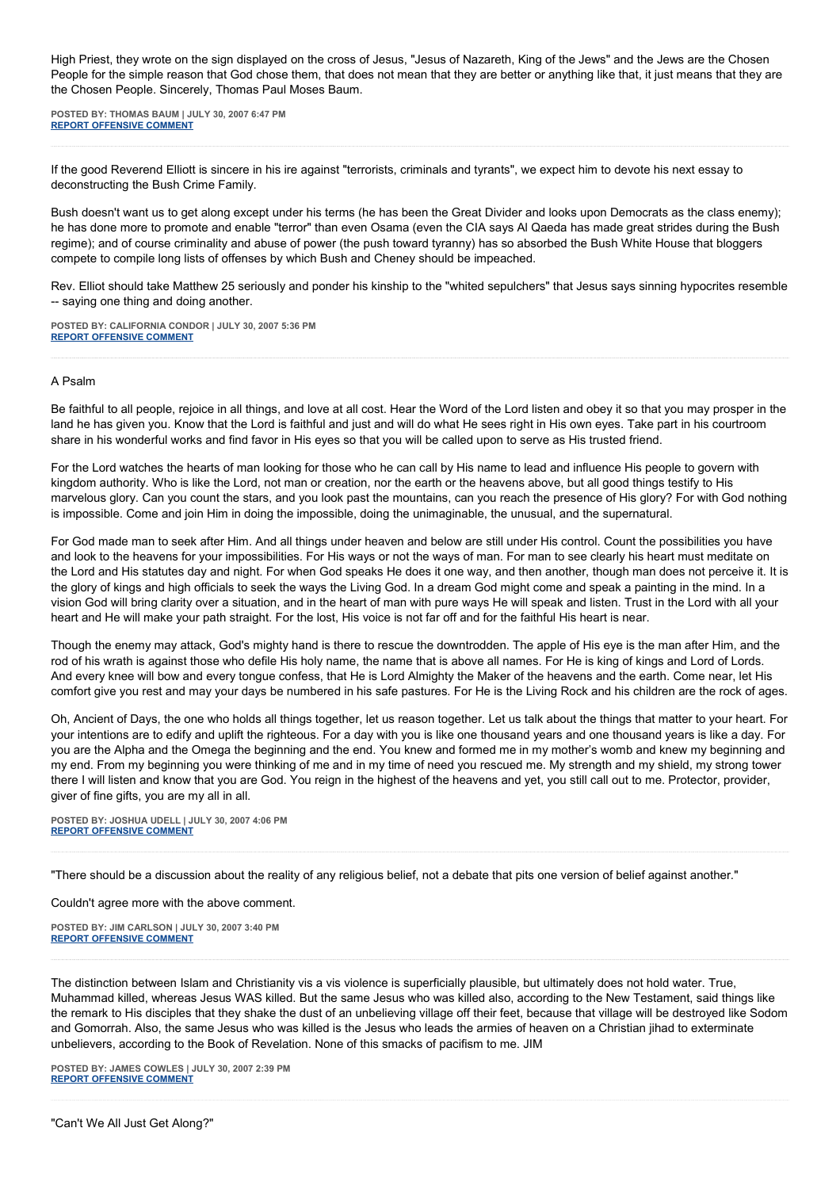High Priest, they wrote on the sign displayed on the cross of Jesus, "Jesus of Nazareth, King of the Jews" and the Jews are the Chosen People for the simple reason that God chose them, that does not mean that they are better or anything like that, it just means that they are the Chosen People. Sincerely, Thomas Paul Moses Baum.

**POSTED BY: THOMAS BAUM | JULY 30, 2007 6:47 PM**
**REPORT OFFENSIVE COMMENT**

---

If the good Reverend Elliott is sincere in his ire against "terrorists, criminals and tyrants", we expect him to devote his next essay to deconstructing the Bush Crime Family.

Bush doesn't want us to get along except under his terms (he has been the Great Divider and looks upon Democrats as the class enemy); he has done more to promote and enable "terror" than even Osama (even the CIA says Al Qaeda has made great strides during the Bush regime); and of course criminality and abuse of power (the push toward tyranny) has so absorbed the Bush White House that bloggers compete to compile long lists of offenses by which Bush and Cheney should be impeached.

Rev. Elliot should take Matthew 25 seriously and ponder his kinship to the "whited sepulchers" that Jesus says sinning hypocrites resemble -- saying one thing and doing another.

**POSTED BY: CALIFORNIA CONDOR | JULY 30, 2007 5:36 PM**
**REPORT OFFENSIVE COMMENT**

---

A Psalm

Be faithful to all people, rejoice in all things, and love at all cost. Hear the Word of the Lord listen and obey it so that you may prosper in the land he has given you. Know that the Lord is faithful and just and will do what He sees right in His own eyes. Take part in his courtroom share in his wonderful works and find favor in His eyes so that you will be called upon to serve as His trusted friend.

For the Lord watches the hearts of man looking for those who he can call by His name to lead and influence His people to govern with kingdom authority. Who is like the Lord, not man or creation, nor the earth or the heavens above, but all good things testify to His marvelous glory. Can you count the stars, and you look past the mountains, can you reach the presence of His glory? For with God nothing is impossible. Come and join Him in doing the impossible, doing the unimaginable, the unusual, and the supernatural.

For God made man to seek after Him. And all things under heaven and below are still under His control. Count the possibilities you have and look to the heavens for your impossibilities. For His ways or not the ways of man. For man to see clearly his heart must meditate on the Lord and His statutes day and night. For when God speaks He does it one way, and then another, though man does not perceive it. It is the glory of kings and high officials to seek the ways the Living God. In a dream God might come and speak a painting in the mind. In a vision God will bring clarity over a situation, and in the heart of man with pure ways He will speak and listen. Trust in the Lord with all your heart and He will make your path straight. For the lost, His voice is not far off and for the faithful His heart is near.

Though the enemy may attack, God's mighty hand is there to rescue the downtrodden. The apple of His eye is the man after Him, and the rod of his wrath is against those who defile His holy name, the name that is above all names. For He is king of kings and Lord of Lords. And every knee will bow and every tongue confess, that He is Lord Almighty the Maker of the heavens and the earth. Come near, let His comfort give you rest and may your days be numbered in his safe pastures. For He is the Living Rock and his children are the rock of ages.

Oh, Ancient of Days, the one who holds all things together, let us reason together. Let us talk about the things that matter to your heart. For your intentions are to edify and uplift the righteous. For a day with you is like one thousand years and one thousand years is like a day. For you are the Alpha and the Omega the beginning and the end. You knew and formed me in my mother's womb and knew my beginning and my end. From my beginning you were thinking of me and in my time of need you rescued me. My strength and my shield, my strong tower there I will listen and know that you are God. You reign in the highest of the heavens and yet, you still call out to me. Protector, provider, giver of fine gifts, you are my all in all.

**POSTED BY: JOSHUA UDELL | JULY 30, 2007 4:06 PM**
**REPORT OFFENSIVE COMMENT**

---

"There should be a discussion about the reality of any religious belief, not a debate that pits one version of belief against another."

Couldn't agree more with the above comment.

**POSTED BY: JIM CARLSON | JULY 30, 2007 3:40 PM**
**REPORT OFFENSIVE COMMENT**

---

The distinction between Islam and Christianity vis a vis violence is superficially plausible, but ultimately does not hold water. True, Muhammad killed, whereas Jesus WAS killed. But the same Jesus who was killed also, according to the New Testament, said things like the remark to His disciples that they shake the dust of an unbelieving village off their feet, because that village will be destroyed like Sodom and Gomorrah. Also, the same Jesus who was killed is the Jesus who leads the armies of heaven on a Christian jihad to exterminate unbelievers, according to the Book of Revelation. None of this smacks of pacifism to me. JIM

**POSTED BY: JAMES COWLES | JULY 30, 2007 2:39 PM**
**REPORT OFFENSIVE COMMENT**

---

"Can't We All Just Get Along?"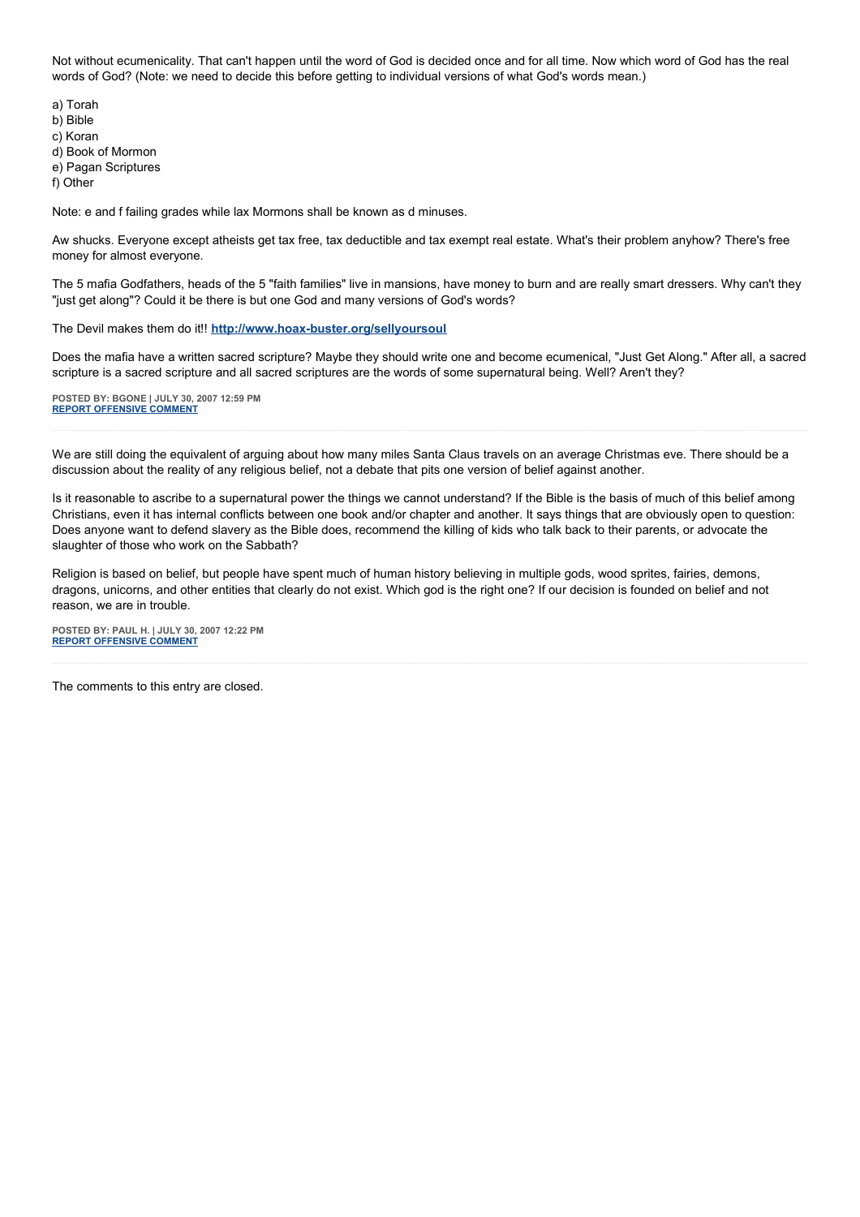Not without ecumenicality. That can't happen until the word of God is decided once and for all time. Now which word of God has the real words of God? (Note: we need to decide this before getting to individual versions of what God's words mean.)

a) Torah
b) Bible
c) Koran
d) Book of Mormon
e) Pagan Scriptures
f) Other

Note: e and f failing grades while lax Mormons shall be known as d minuses.

Aw shucks. Everyone except atheists get tax free, tax deductible and tax exempt real estate. What's their problem anyhow? There's free money for almost everyone.

The 5 mafia Godfathers, heads of the 5 "faith families" live in mansions, have money to burn and are really smart dressers. Why can't they "just get along"? Could it be there is but one God and many versions of God's words?

The Devil makes them do it!! **http://www.hoax-buster.org/sellyoursoul**

Does the mafia have a written sacred scripture? Maybe they should write one and become ecumenical, "Just Get Along." After all, a sacred scripture is a sacred scripture and all sacred scriptures are the words of some supernatural being. Well? Aren't they?

**POSTED BY: BGONE | JULY 30, 2007 12:59 PM**
**REPORT OFFENSIVE COMMENT**

---

We are still doing the equivalent of arguing about how many miles Santa Claus travels on an average Christmas eve. There should be a discussion about the reality of any religious belief, not a debate that pits one version of belief against another.

Is it reasonable to ascribe to a supernatural power the things we cannot understand? If the Bible is the basis of much of this belief among Christians, even it has internal conflicts between one book and/or chapter and another. It says things that are obviously open to question: Does anyone want to defend slavery as the Bible does, recommend the killing of kids who talk back to their parents, or advocate the slaughter of those who work on the Sabbath?

Religion is based on belief, but people have spent much of human history believing in multiple gods, wood sprites, fairies, demons, dragons, unicorns, and other entities that clearly do not exist. Which god is the right one? If our decision is founded on belief and not reason, we are in trouble.

**POSTED BY: PAUL H. | JULY 30, 2007 12:22 PM**
**REPORT OFFENSIVE COMMENT**

---

The comments to this entry are closed.